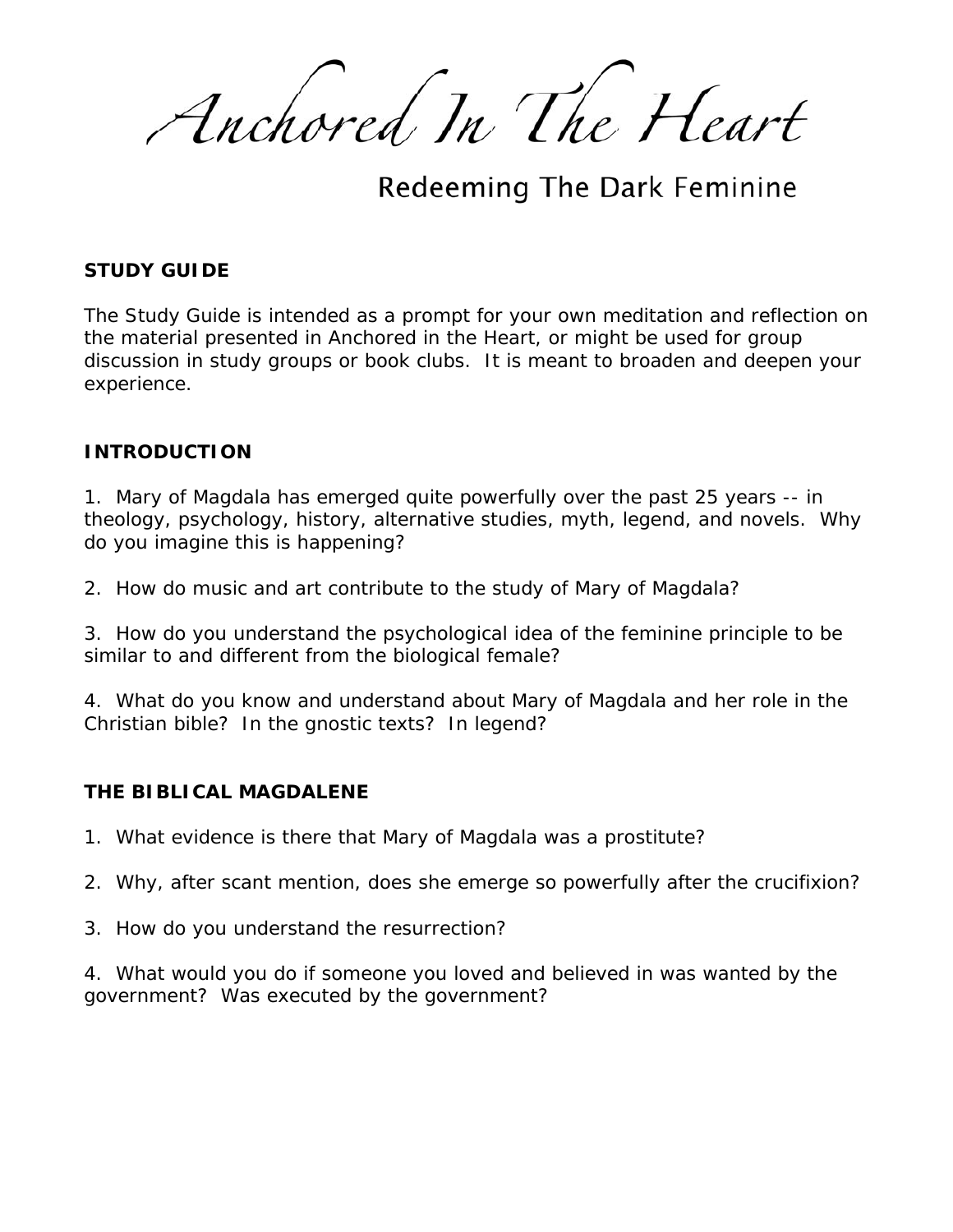# Anchored In The Heart

## Redeeming The Dark Feminine

**STUDY GUIDE**

The Study Guide is intended as a prompt for your own meditation and reflection on the material presented in Anchored in the Heart, or might be used for group discussion in study groups or book clubs. It is meant to broaden and deepen your experience.

**INTRODUCTION**

1. Mary of Magdala has emerged quite powerfully over the past 25 years -- in theology, psychology, history, alternative studies, myth, legend, and novels. Why do you imagine this is happening?

2. How do music and art contribute to the study of Mary of Magdala?

3. How do you understand the psychological idea of the feminine principle to be similar to and different from the biological female?

4. What do you know and understand about Mary of Magdala and her role in the Christian bible? In the gnostic texts? In legend?

**THE BIBLICAL MAGDALENE**

1. What evidence is there that Mary of Magdala was a prostitute?

2. Why, after scant mention, does she emerge so powerfully after the crucifixion?

3. How do you understand the resurrection?

4. What would you do if someone you loved and believed in was wanted by the government? Was executed by the government?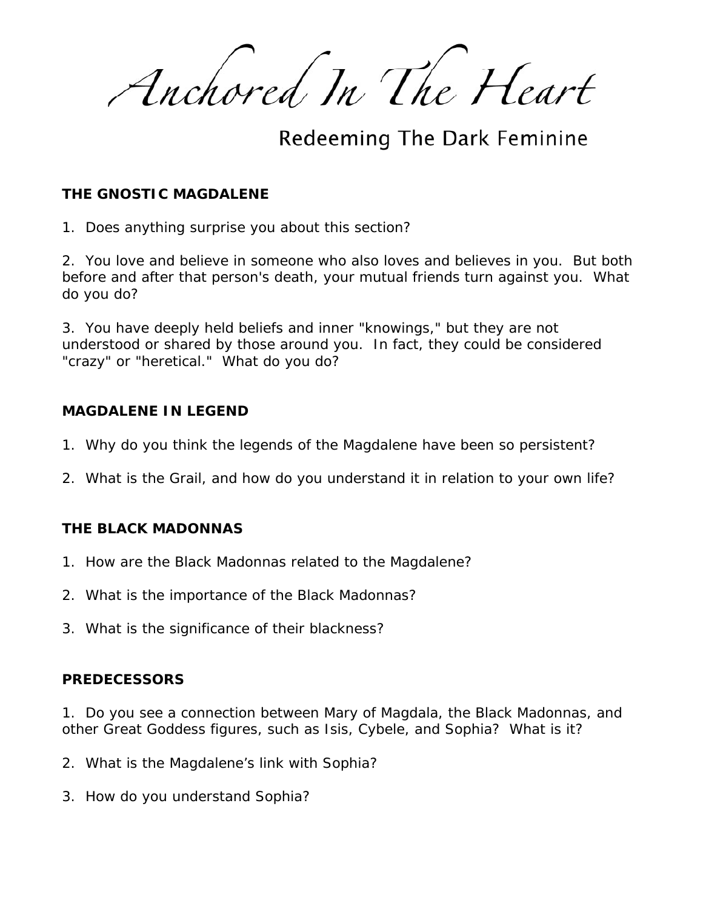# Anchored In The Heart

## Redeeming The Dark Feminine

**THE GNOSTIC MAGDALENE**

1. Does anything surprise you about this section?

2. You love and believe in someone who also loves and believes in you. But both before and after that person's death, your mutual friends turn against you. What do you do?

3. You have deeply held beliefs and inner "knowings," but they are not understood or shared by those around you. In fact, they could be considered "crazy" or "heretical." What do you do?

**MAGDALENE IN LEGEND**

1. Why do you think the legends of the Magdalene have been so persistent?

2. What is the Grail, and how do you understand it in relation to your own life?

**THE BLACK MADONNAS**

1. How are the Black Madonnas related to the Magdalene?

2. What is the importance of the Black Madonnas?

3. What is the significance of their blackness?

**PREDECESSORS**

1. Do you see a connection between Mary of Magdala, the Black Madonnas, and other Great Goddess figures, such as Isis, Cybele, and Sophia? What is it?

2. What is the Magdalene's link with Sophia?

3. How do you understand Sophia?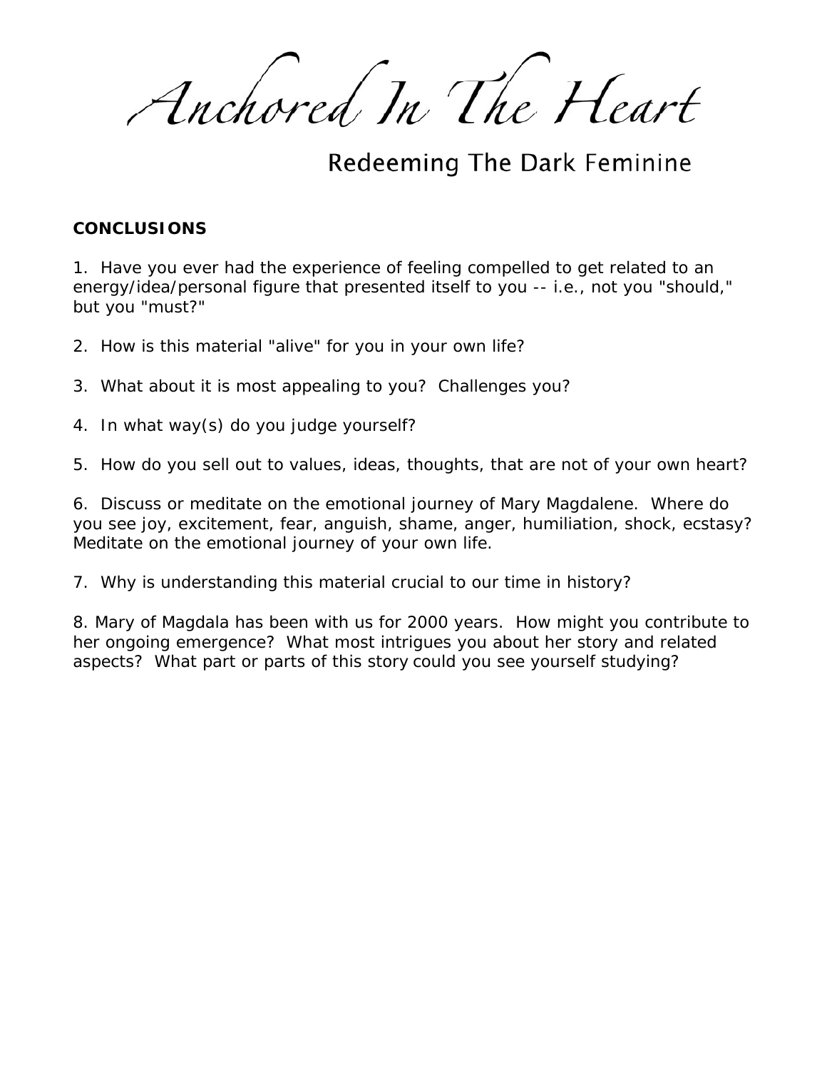# Anchored In The Heart

## Redeeming The Dark Feminine

**CONCLUSIONS**

1. Have you ever had the experience of feeling compelled to get related to an energy/idea/personal figure that presented itself to you -- i.e., not you "should," but you "must?"

2. How is this material "alive" for you in your own life?

3. What about it is most appealing to you? Challenges you?

4. In what way(s) do you judge yourself?

5. How do you sell out to values, ideas, thoughts, that are not of your own heart?

6. Discuss or meditate on the emotional journey of Mary Magdalene. Where do you see joy, excitement, fear, anguish, shame, anger, humiliation, shock, ecstasy? Meditate on the emotional journey of your own life.

7. Why is understanding this material crucial to our time in history?

8. Mary of Magdala has been with us for 2000 years. How might you contribute to her ongoing emergence? What most intrigues you about her story and related aspects? What part or parts of this story could you see yourself studying?